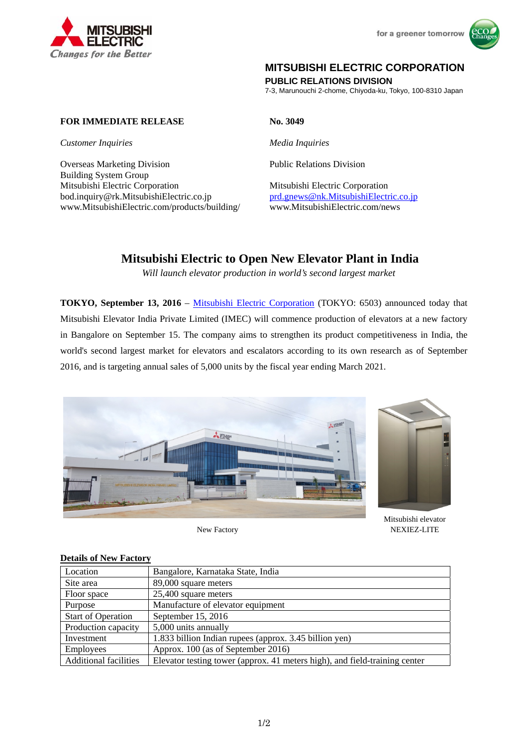MITSUBISHI ELECTRIC
*Changes for the Better*

for a greener tomorrow

**MITSUBISHI ELECTRIC CORPORATION**
**PUBLIC RELATIONS DIVISION**
7-3, Marunouchi 2-chome, Chiyoda-ku, Tokyo, 100-8310 Japan

**FOR IMMEDIATE RELEASE**

**No. 3049**

*Customer Inquiries*

Overseas Marketing Division
Building System Group
Mitsubishi Electric Corporation
bod.inquiry@rk.MitsubishiElectric.co.jp
www.MitsubishiElectric.com/products/building/

*Media Inquiries*

Public Relations Division

Mitsubishi Electric Corporation
prd.gnews@nk.MitsubishiElectric.co.jp
www.MitsubishiElectric.com/news

# Mitsubishi Electric to Open New Elevator Plant in India

*Will launch elevator production in world's second largest market*

**TOKYO, September 13, 2016** – Mitsubishi Electric Corporation (TOKYO: 6503) announced today that Mitsubishi Elevator India Private Limited (IMEC) will commence production of elevators at a new factory in Bangalore on September 15. The company aims to strengthen its product competitiveness in India, the world's second largest market for elevators and escalators according to its own research as of September 2016, and is targeting annual sales of 5,000 units by the fiscal year ending March 2021.

New Factory

Mitsubishi elevator NEXIEZ-LITE

**Details of New Factory**

| Location | Bangalore, Karnataka State, India |
|---|---|
| Site area | 89,000 square meters |
| Floor space | 25,400 square meters |
| Purpose | Manufacture of elevator equipment |
| Start of Operation | September 15, 2016 |
| Production capacity | 5,000 units annually |
| Investment | 1.833 billion Indian rupees (approx. 3.45 billion yen) |
| Employees | Approx. 100 (as of September 2016) |
| Additional facilities | Elevator testing tower (approx. 41 meters high), and field-training center |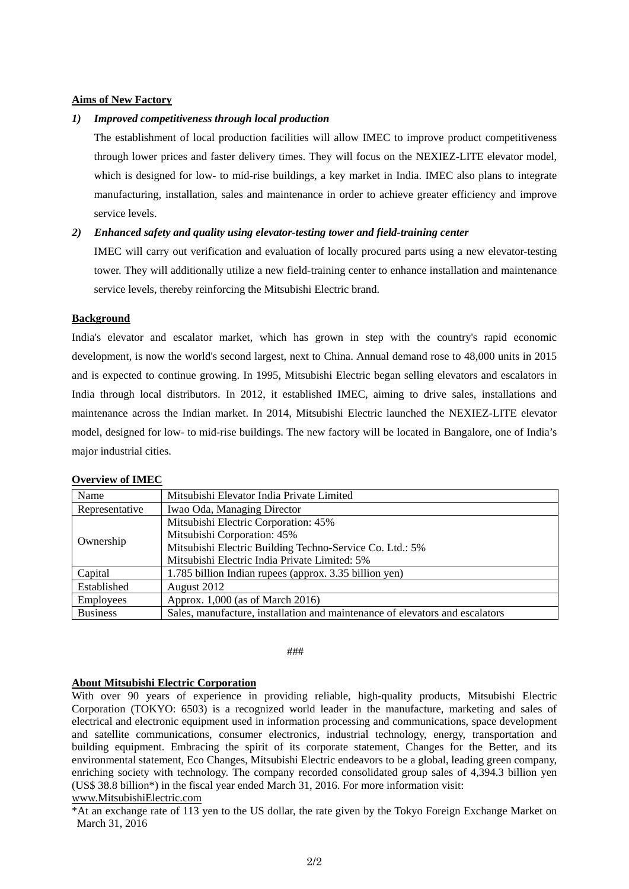**Aims of New Factory**

1) ***Improved competitiveness through local production***

   The establishment of local production facilities will allow IMEC to improve product competitiveness through lower prices and faster delivery times. They will focus on the NEXIEZ-LITE elevator model, which is designed for low- to mid-rise buildings, a key market in India. IMEC also plans to integrate manufacturing, installation, sales and maintenance in order to achieve greater efficiency and improve service levels.

2) ***Enhanced safety and quality using elevator-testing tower and field-training center***

   IMEC will carry out verification and evaluation of locally procured parts using a new elevator-testing tower. They will additionally utilize a new field-training center to enhance installation and maintenance service levels, thereby reinforcing the Mitsubishi Electric brand.

**Background**

India's elevator and escalator market, which has grown in step with the country's rapid economic development, is now the world's second largest, next to China. Annual demand rose to 48,000 units in 2015 and is expected to continue growing. In 1995, Mitsubishi Electric began selling elevators and escalators in India through local distributors. In 2012, it established IMEC, aiming to drive sales, installations and maintenance across the Indian market. In 2014, Mitsubishi Electric launched the NEXIEZ-LITE elevator model, designed for low- to mid-rise buildings. The new factory will be located in Bangalore, one of India's major industrial cities.

**Overview of IMEC**

| | |
|---|---|
| Name | Mitsubishi Elevator India Private Limited |
| Representative | Iwao Oda, Managing Director |
| Ownership | Mitsubishi Electric Corporation: 45%<br>Mitsubishi Corporation: 45%<br>Mitsubishi Electric Building Techno-Service Co. Ltd.: 5%<br>Mitsubishi Electric India Private Limited: 5% |
| Capital | 1.785 billion Indian rupees (approx. 3.35 billion yen) |
| Established | August 2012 |
| Employees | Approx. 1,000 (as of March 2016) |
| Business | Sales, manufacture, installation and maintenance of elevators and escalators |

###

**About Mitsubishi Electric Corporation**

With over 90 years of experience in providing reliable, high-quality products, Mitsubishi Electric Corporation (TOKYO: 6503) is a recognized world leader in the manufacture, marketing and sales of electrical and electronic equipment used in information processing and communications, space development and satellite communications, consumer electronics, industrial technology, energy, transportation and building equipment. Embracing the spirit of its corporate statement, Changes for the Better, and its environmental statement, Eco Changes, Mitsubishi Electric endeavors to be a global, leading green company, enriching society with technology. The company recorded consolidated group sales of 4,394.3 billion yen (US$ 38.8 billion*) in the fiscal year ended March 31, 2016. For more information visit:
www.MitsubishiElectric.com

*At an exchange rate of 113 yen to the US dollar, the rate given by the Tokyo Foreign Exchange Market on March 31, 2016